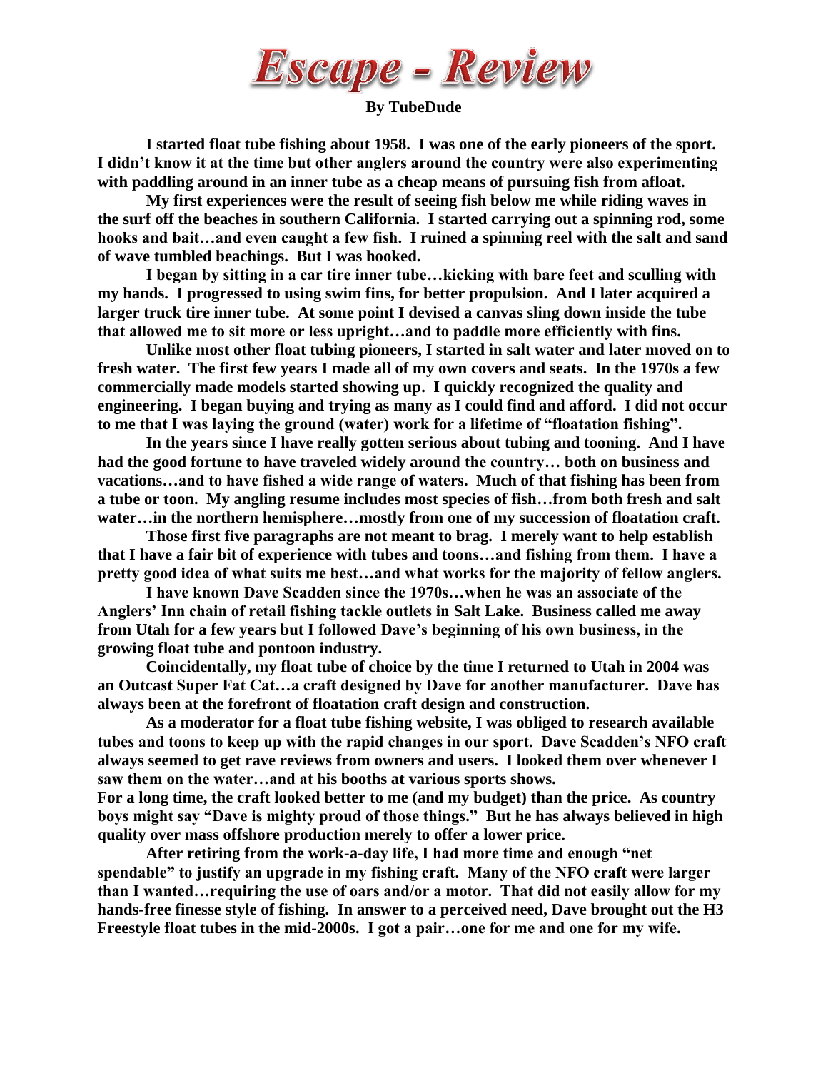# Escape - Review

**By TubeDude**

**I started float tube fishing about 1958. I was one of the early pioneers of the sport. I didn't know it at the time but other anglers around the country were also experimenting with paddling around in an inner tube as a cheap means of pursuing fish from afloat.**

**My first experiences were the result of seeing fish below me while riding waves in the surf off the beaches in southern California. I started carrying out a spinning rod, some hooks and bait…and even caught a few fish. I ruined a spinning reel with the salt and sand of wave tumbled beachings. But I was hooked.**

**I began by sitting in a car tire inner tube…kicking with bare feet and sculling with my hands. I progressed to using swim fins, for better propulsion. And I later acquired a larger truck tire inner tube. At some point I devised a canvas sling down inside the tube that allowed me to sit more or less upright…and to paddle more efficiently with fins.**

**Unlike most other float tubing pioneers, I started in salt water and later moved on to fresh water. The first few years I made all of my own covers and seats. In the 1970s a few commercially made models started showing up. I quickly recognized the quality and engineering. I began buying and trying as many as I could find and afford. I did not occur to me that I was laying the ground (water) work for a lifetime of "floatation fishing".**

**In the years since I have really gotten serious about tubing and tooning. And I have had the good fortune to have traveled widely around the country… both on business and vacations…and to have fished a wide range of waters. Much of that fishing has been from a tube or toon. My angling resume includes most species of fish…from both fresh and salt water…in the northern hemisphere…mostly from one of my succession of floatation craft.**

**Those first five paragraphs are not meant to brag. I merely want to help establish that I have a fair bit of experience with tubes and toons…and fishing from them. I have a pretty good idea of what suits me best…and what works for the majority of fellow anglers.**

**I have known Dave Scadden since the 1970s…when he was an associate of the Anglers' Inn chain of retail fishing tackle outlets in Salt Lake. Business called me away from Utah for a few years but I followed Dave's beginning of his own business, in the growing float tube and pontoon industry.**

**Coincidentally, my float tube of choice by the time I returned to Utah in 2004 was an Outcast Super Fat Cat…a craft designed by Dave for another manufacturer. Dave has always been at the forefront of floatation craft design and construction.**

**As a moderator for a float tube fishing website, I was obliged to research available tubes and toons to keep up with the rapid changes in our sport. Dave Scadden's NFO craft always seemed to get rave reviews from owners and users. I looked them over whenever I saw them on the water…and at his booths at various sports shows.**

**For a long time, the craft looked better to me (and my budget) than the price. As country boys might say "Dave is mighty proud of those things." But he has always believed in high quality over mass offshore production merely to offer a lower price.**

**After retiring from the work-a-day life, I had more time and enough "net spendable" to justify an upgrade in my fishing craft. Many of the NFO craft were larger than I wanted…requiring the use of oars and/or a motor. That did not easily allow for my hands-free finesse style of fishing. In answer to a perceived need, Dave brought out the H3 Freestyle float tubes in the mid-2000s. I got a pair…one for me and one for my wife.**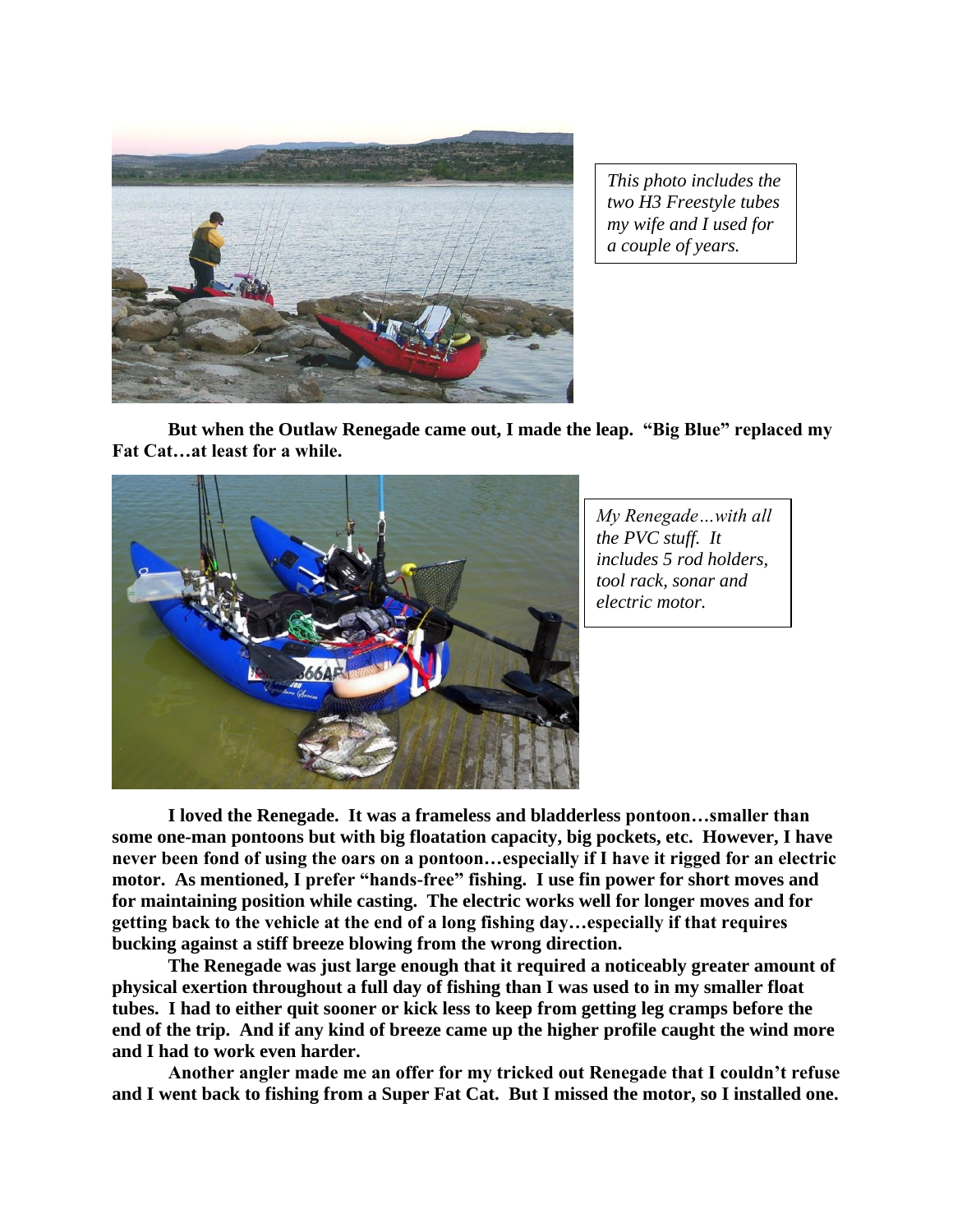*This photo includes the two H3 Freestyle tubes my wife and I used for a couple of years.*

**But when the Outlaw Renegade came out, I made the leap. "Big Blue" replaced my Fat Cat…at least for a while.**

*My Renegade…with all the PVC stuff. It includes 5 rod holders, tool rack, sonar and electric motor.*

**I loved the Renegade. It was a frameless and bladderless pontoon…smaller than some one-man pontoons but with big floatation capacity, big pockets, etc. However, I have never been fond of using the oars on a pontoon…especially if I have it rigged for an electric motor. As mentioned, I prefer "hands-free" fishing. I use fin power for short moves and for maintaining position while casting. The electric works well for longer moves and for getting back to the vehicle at the end of a long fishing day…especially if that requires bucking against a stiff breeze blowing from the wrong direction.**

**The Renegade was just large enough that it required a noticeably greater amount of physical exertion throughout a full day of fishing than I was used to in my smaller float tubes. I had to either quit sooner or kick less to keep from getting leg cramps before the end of the trip. And if any kind of breeze came up the higher profile caught the wind more and I had to work even harder.**

**Another angler made me an offer for my tricked out Renegade that I couldn't refuse and I went back to fishing from a Super Fat Cat. But I missed the motor, so I installed one.**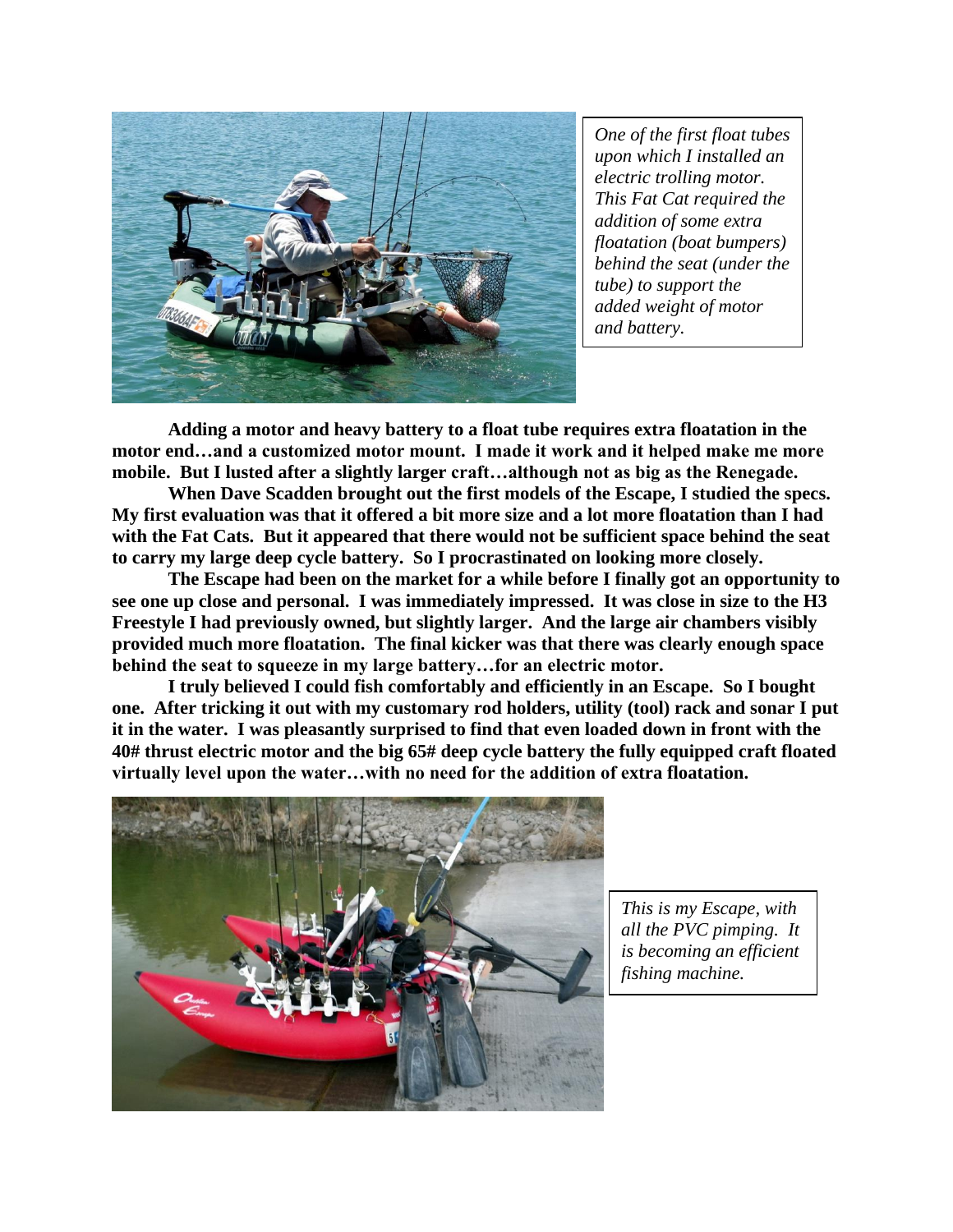*One of the first float tubes upon which I installed an electric trolling motor. This Fat Cat required the addition of some extra floatation (boat bumpers) behind the seat (under the tube) to support the added weight of motor and battery.*

**Adding a motor and heavy battery to a float tube requires extra floatation in the motor end…and a customized motor mount. I made it work and it helped make me more mobile. But I lusted after a slightly larger craft…although not as big as the Renegade.**

**When Dave Scadden brought out the first models of the Escape, I studied the specs. My first evaluation was that it offered a bit more size and a lot more floatation than I had with the Fat Cats. But it appeared that there would not be sufficient space behind the seat to carry my large deep cycle battery. So I procrastinated on looking more closely.**

**The Escape had been on the market for a while before I finally got an opportunity to see one up close and personal. I was immediately impressed. It was close in size to the H3 Freestyle I had previously owned, but slightly larger. And the large air chambers visibly provided much more floatation. The final kicker was that there was clearly enough space behind the seat to squeeze in my large battery…for an electric motor.**

**I truly believed I could fish comfortably and efficiently in an Escape. So I bought one. After tricking it out with my customary rod holders, utility (tool) rack and sonar I put it in the water. I was pleasantly surprised to find that even loaded down in front with the 40# thrust electric motor and the big 65# deep cycle battery the fully equipped craft floated virtually level upon the water…with no need for the addition of extra floatation.**

*This is my Escape, with all the PVC pimping. It is becoming an efficient fishing machine.*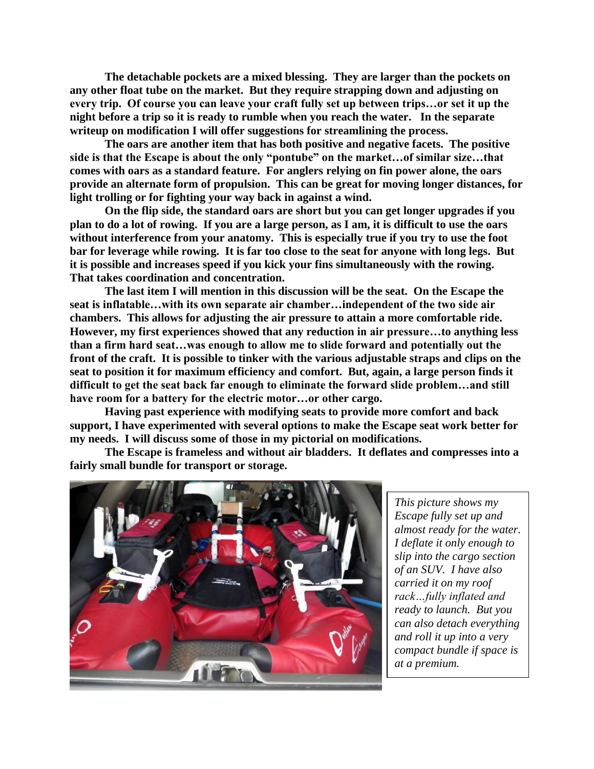**The detachable pockets are a mixed blessing. They are larger than the pockets on any other float tube on the market. But they require strapping down and adjusting on every trip. Of course you can leave your craft fully set up between trips…or set it up the night before a trip so it is ready to rumble when you reach the water. In the separate writeup on modification I will offer suggestions for streamlining the process.**

**The oars are another item that has both positive and negative facets. The positive side is that the Escape is about the only "pontube" on the market…of similar size…that comes with oars as a standard feature. For anglers relying on fin power alone, the oars provide an alternate form of propulsion. This can be great for moving longer distances, for light trolling or for fighting your way back in against a wind.**

**On the flip side, the standard oars are short but you can get longer upgrades if you plan to do a lot of rowing. If you are a large person, as I am, it is difficult to use the oars without interference from your anatomy. This is especially true if you try to use the foot bar for leverage while rowing. It is far too close to the seat for anyone with long legs. But it is possible and increases speed if you kick your fins simultaneously with the rowing. That takes coordination and concentration.**

**The last item I will mention in this discussion will be the seat. On the Escape the seat is inflatable…with its own separate air chamber…independent of the two side air chambers. This allows for adjusting the air pressure to attain a more comfortable ride. However, my first experiences showed that any reduction in air pressure…to anything less than a firm hard seat…was enough to allow me to slide forward and potentially out the front of the craft. It is possible to tinker with the various adjustable straps and clips on the seat to position it for maximum efficiency and comfort. But, again, a large person finds it difficult to get the seat back far enough to eliminate the forward slide problem…and still have room for a battery for the electric motor…or other cargo.**

**Having past experience with modifying seats to provide more comfort and back support, I have experimented with several options to make the Escape seat work better for my needs. I will discuss some of those in my pictorial on modifications.**

**The Escape is frameless and without air bladders. It deflates and compresses into a fairly small bundle for transport or storage.**

*This picture shows my Escape fully set up and almost ready for the water. I deflate it only enough to slip into the cargo section of an SUV. I have also carried it on my roof rack…fully inflated and ready to launch. But you can also detach everything and roll it up into a very compact bundle if space is at a premium.*